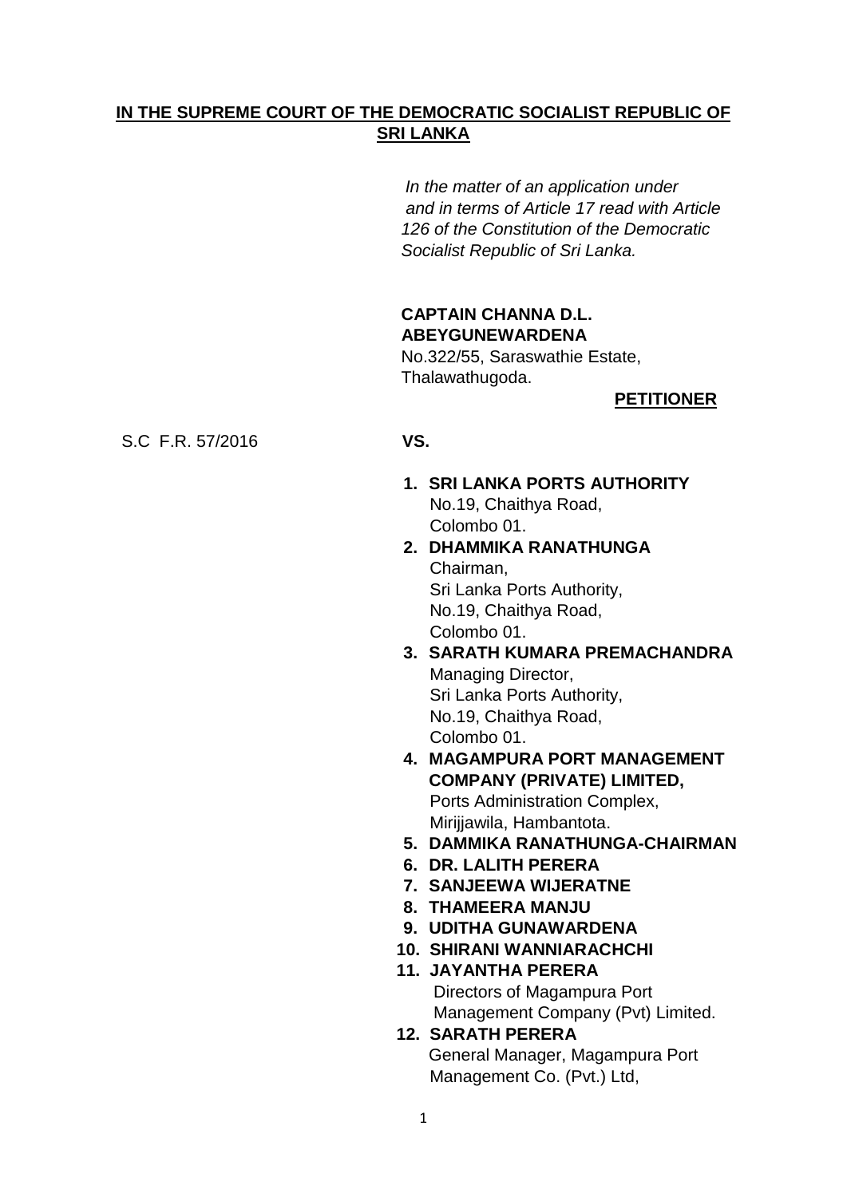**IN THE SUPREME COURT OF THE DEMOCRATIC SOCIALIST REPUBLIC OF SRI LANKA**

*In the matter of an application under and in terms of Article 17 read with Article 126 of the Constitution of the Democratic Socialist Republic of Sri Lanka.*

**CAPTAIN CHANNA D.L. ABEYGUNEWARDENA**
No.322/55, Saraswathie Estate,
Thalawathugoda.

**PETITIONER**

S.C F.R. 57/2016

**VS.**

1. **SRI LANKA PORTS AUTHORITY**
   No.19, Chaithya Road,
   Colombo 01.
2. **DHAMMIKA RANATHUNGA**
   Chairman,
   Sri Lanka Ports Authority,
   No.19, Chaithya Road,
   Colombo 01.
3. **SARATH KUMARA PREMACHANDRA**
   Managing Director,
   Sri Lanka Ports Authority,
   No.19, Chaithya Road,
   Colombo 01.
4. **MAGAMPURA PORT MANAGEMENT COMPANY (PRIVATE) LIMITED,**
   Ports Administration Complex,
   Mirijjawila, Hambantota.
5. **DAMMIKA RANATHUNGA-CHAIRMAN**
6. **DR. LALITH PERERA**
7. **SANJEEWA WIJERATNE**
8. **THAMEERA MANJU**
9. **UDITHA GUNAWARDENA**
10. **SHIRANI WANNIARACHCHI**
11. **JAYANTHA PERERA**
    Directors of Magampura Port Management Company (Pvt) Limited.
12. **SARATH PERERA**
    General Manager, Magampura Port Management Co. (Pvt.) Ltd,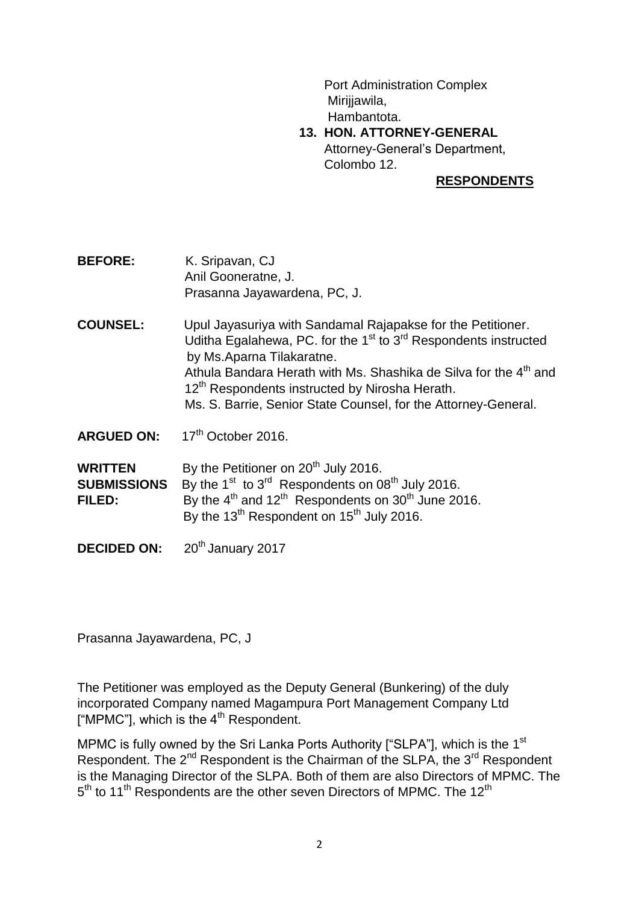Port Administration Complex
Mirijjawila,
Hambantota.

**13. HON. ATTORNEY-GENERAL**
Attorney-General's Department,
Colombo 12.

**RESPONDENTS**

**BEFORE:** K. Sripavan, CJ
Anil Gooneratne, J.
Prasanna Jayawardena, PC, J.

**COUNSEL:** Upul Jayasuriya with Sandamal Rajapakse for the Petitioner.
Uditha Egalahewa, PC. for the 1st to 3rd Respondents instructed by Ms.Aparna Tilakaratne.
Athula Bandara Herath with Ms. Shashika de Silva for the 4th and 12th Respondents instructed by Nirosha Herath.
Ms. S. Barrie, Senior State Counsel, for the Attorney-General.

**ARGUED ON:** 17th October 2016.

**WRITTEN SUBMISSIONS FILED:** By the Petitioner on 20th July 2016.
By the 1st to 3rd Respondents on 08th July 2016.
By the 4th and 12th Respondents on 30th June 2016.
By the 13th Respondent on 15th July 2016.

**DECIDED ON:** 20th January 2017

Prasanna Jayawardena, PC, J

The Petitioner was employed as the Deputy General (Bunkering) of the duly incorporated Company named Magampura Port Management Company Ltd ["MPMC"], which is the 4th Respondent.

MPMC is fully owned by the Sri Lanka Ports Authority ["SLPA"], which is the 1st Respondent. The 2nd Respondent is the Chairman of the SLPA, the 3rd Respondent is the Managing Director of the SLPA. Both of them are also Directors of MPMC. The 5th to 11th Respondents are the other seven Directors of MPMC. The 12th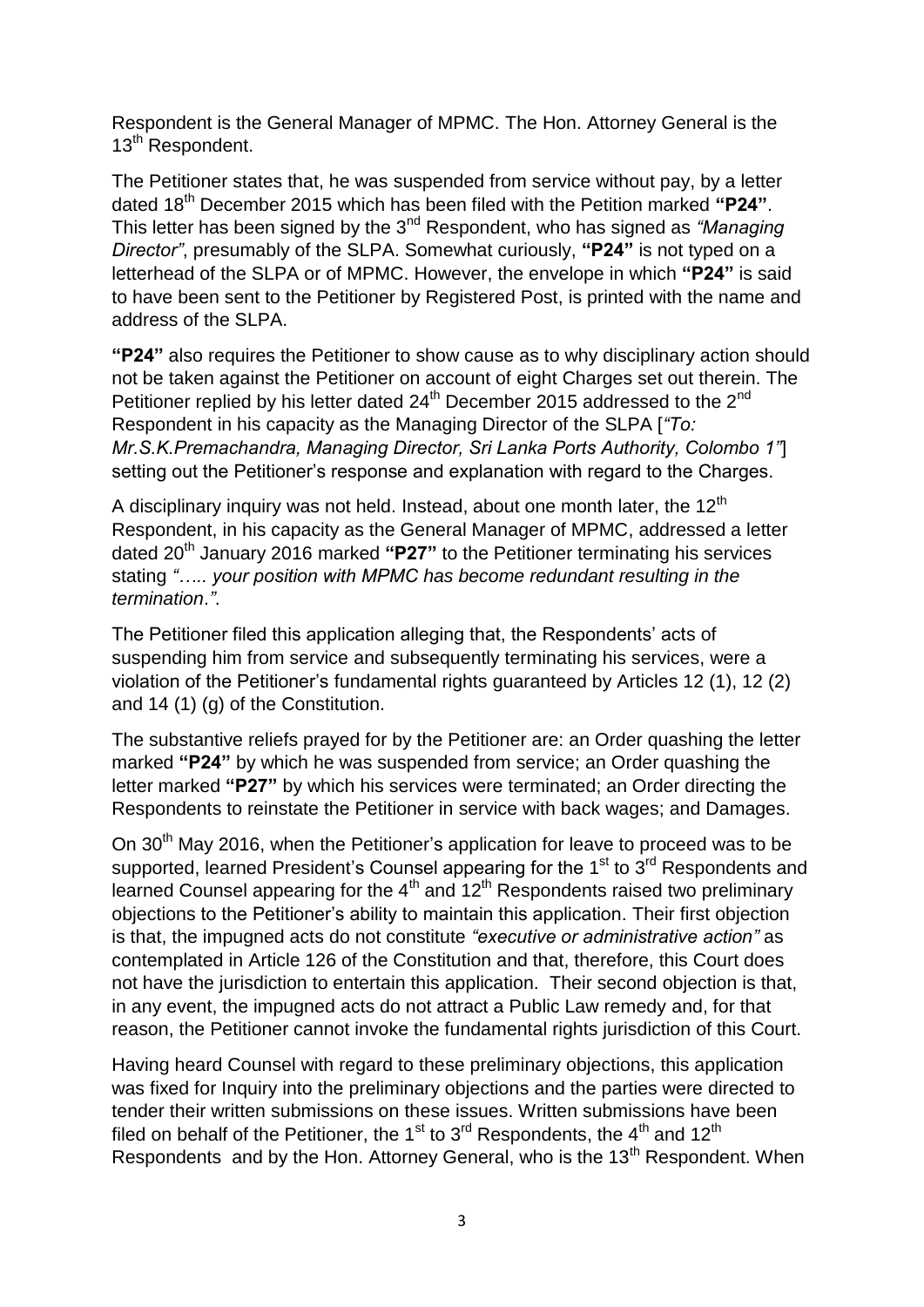Respondent is the General Manager of MPMC. The Hon. Attorney General is the 13th Respondent.

The Petitioner states that, he was suspended from service without pay, by a letter dated 18th December 2015 which has been filed with the Petition marked **"P24"**. This letter has been signed by the 3rd Respondent, who has signed as *"Managing Director"*, presumably of the SLPA. Somewhat curiously, **"P24"** is not typed on a letterhead of the SLPA or of MPMC. However, the envelope in which **"P24"** is said to have been sent to the Petitioner by Registered Post, is printed with the name and address of the SLPA.

**"P24"** also requires the Petitioner to show cause as to why disciplinary action should not be taken against the Petitioner on account of eight Charges set out therein. The Petitioner replied by his letter dated 24th December 2015 addressed to the 2nd Respondent in his capacity as the Managing Director of the SLPA [*"To: Mr.S.K.Premachandra, Managing Director, Sri Lanka Ports Authority, Colombo 1"*] setting out the Petitioner's response and explanation with regard to the Charges.

A disciplinary inquiry was not held. Instead, about one month later, the 12th Respondent, in his capacity as the General Manager of MPMC, addressed a letter dated 20th January 2016 marked **"P27"** to the Petitioner terminating his services stating *"….. your position with MPMC has become redundant resulting in the termination."*.

The Petitioner filed this application alleging that, the Respondents' acts of suspending him from service and subsequently terminating his services, were a violation of the Petitioner's fundamental rights guaranteed by Articles 12 (1), 12 (2) and 14 (1) (g) of the Constitution.

The substantive reliefs prayed for by the Petitioner are: an Order quashing the letter marked **"P24"** by which he was suspended from service; an Order quashing the letter marked **"P27"** by which his services were terminated; an Order directing the Respondents to reinstate the Petitioner in service with back wages; and Damages.

On 30th May 2016, when the Petitioner's application for leave to proceed was to be supported, learned President's Counsel appearing for the 1st to 3rd Respondents and learned Counsel appearing for the 4th and 12th Respondents raised two preliminary objections to the Petitioner's ability to maintain this application. Their first objection is that, the impugned acts do not constitute *"executive or administrative action"* as contemplated in Article 126 of the Constitution and that, therefore, this Court does not have the jurisdiction to entertain this application. Their second objection is that, in any event, the impugned acts do not attract a Public Law remedy and, for that reason, the Petitioner cannot invoke the fundamental rights jurisdiction of this Court.

Having heard Counsel with regard to these preliminary objections, this application was fixed for Inquiry into the preliminary objections and the parties were directed to tender their written submissions on these issues. Written submissions have been filed on behalf of the Petitioner, the 1st to 3rd Respondents, the 4th and 12th Respondents and by the Hon. Attorney General, who is the 13th Respondent. When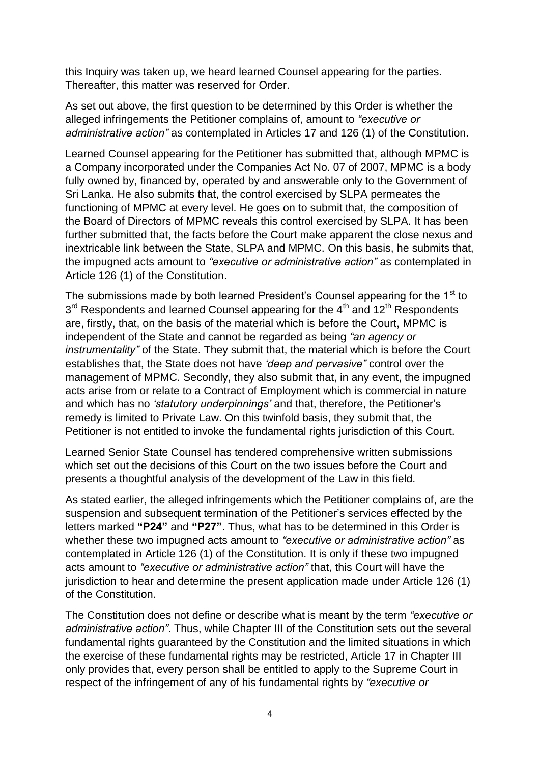this Inquiry was taken up, we heard learned Counsel appearing for the parties. Thereafter, this matter was reserved for Order.

As set out above, the first question to be determined by this Order is whether the alleged infringements the Petitioner complains of, amount to *"executive or administrative action"* as contemplated in Articles 17 and 126 (1) of the Constitution.

Learned Counsel appearing for the Petitioner has submitted that, although MPMC is a Company incorporated under the Companies Act No. 07 of 2007, MPMC is a body fully owned by, financed by, operated by and answerable only to the Government of Sri Lanka. He also submits that, the control exercised by SLPA permeates the functioning of MPMC at every level. He goes on to submit that, the composition of the Board of Directors of MPMC reveals this control exercised by SLPA. It has been further submitted that, the facts before the Court make apparent the close nexus and inextricable link between the State, SLPA and MPMC. On this basis, he submits that, the impugned acts amount to *"executive or administrative action"* as contemplated in Article 126 (1) of the Constitution.

The submissions made by both learned President's Counsel appearing for the 1st to 3rd Respondents and learned Counsel appearing for the 4th and 12th Respondents are, firstly, that, on the basis of the material which is before the Court, MPMC is independent of the State and cannot be regarded as being *"an agency or instrumentality"* of the State. They submit that, the material which is before the Court establishes that, the State does not have *'deep and pervasive"* control over the management of MPMC. Secondly, they also submit that, in any event, the impugned acts arise from or relate to a Contract of Employment which is commercial in nature and which has no *'statutory underpinnings'* and that, therefore, the Petitioner's remedy is limited to Private Law. On this twinfold basis, they submit that, the Petitioner is not entitled to invoke the fundamental rights jurisdiction of this Court.

Learned Senior State Counsel has tendered comprehensive written submissions which set out the decisions of this Court on the two issues before the Court and presents a thoughtful analysis of the development of the Law in this field.

As stated earlier, the alleged infringements which the Petitioner complains of, are the suspension and subsequent termination of the Petitioner's services effected by the letters marked **"P24"** and **"P27"**. Thus, what has to be determined in this Order is whether these two impugned acts amount to *"executive or administrative action"* as contemplated in Article 126 (1) of the Constitution. It is only if these two impugned acts amount to *"executive or administrative action"* that, this Court will have the jurisdiction to hear and determine the present application made under Article 126 (1) of the Constitution.

The Constitution does not define or describe what is meant by the term *"executive or administrative action"*. Thus, while Chapter III of the Constitution sets out the several fundamental rights guaranteed by the Constitution and the limited situations in which the exercise of these fundamental rights may be restricted, Article 17 in Chapter III only provides that, every person shall be entitled to apply to the Supreme Court in respect of the infringement of any of his fundamental rights by *"executive or*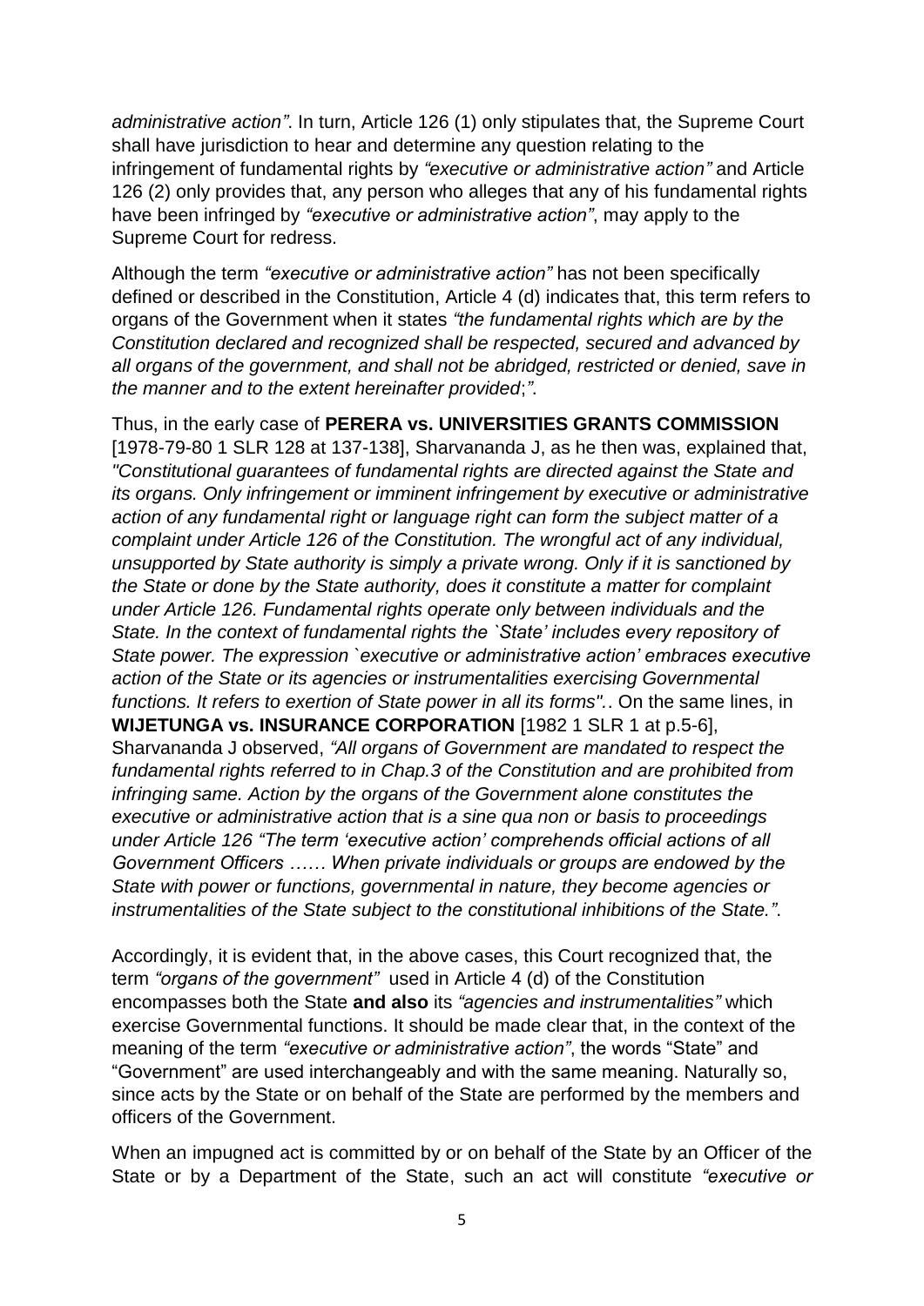*administrative action"*. In turn, Article 126 (1) only stipulates that, the Supreme Court shall have jurisdiction to hear and determine any question relating to the infringement of fundamental rights by *"executive or administrative action"* and Article 126 (2) only provides that, any person who alleges that any of his fundamental rights have been infringed by *"executive or administrative action"*, may apply to the Supreme Court for redress.

Although the term *"executive or administrative action"* has not been specifically defined or described in the Constitution, Article 4 (d) indicates that, this term refers to organs of the Government when it states *"the fundamental rights which are by the Constitution declared and recognized shall be respected, secured and advanced by all organs of the government, and shall not be abridged, restricted or denied, save in the manner and to the extent hereinafter provided;"*.

Thus, in the early case of **PERERA vs. UNIVERSITIES GRANTS COMMISSION** [1978-79-80 1 SLR 128 at 137-138], Sharvananda J, as he then was, explained that, *"Constitutional guarantees of fundamental rights are directed against the State and its organs. Only infringement or imminent infringement by executive or administrative action of any fundamental right or language right can form the subject matter of a complaint under Article 126 of the Constitution. The wrongful act of any individual, unsupported by State authority is simply a private wrong. Only if it is sanctioned by the State or done by the State authority, does it constitute a matter for complaint under Article 126. Fundamental rights operate only between individuals and the State. In the context of fundamental rights the `State' includes every repository of State power. The expression `executive or administrative action' embraces executive action of the State or its agencies or instrumentalities exercising Governmental functions. It refers to exertion of State power in all its forms".*. On the same lines, in **WIJETUNGA vs. INSURANCE CORPORATION** [1982 1 SLR 1 at p.5-6], Sharvananda J observed, *"All organs of Government are mandated to respect the fundamental rights referred to in Chap.3 of the Constitution and are prohibited from infringing same. Action by the organs of the Government alone constitutes the executive or administrative action that is a sine qua non or basis to proceedings under Article 126 "The term 'executive action' comprehends official actions of all Government Officers …… When private individuals or groups are endowed by the State with power or functions, governmental in nature, they become agencies or instrumentalities of the State subject to the constitutional inhibitions of the State."*.

Accordingly, it is evident that, in the above cases, this Court recognized that, the term *"organs of the government"* used in Article 4 (d) of the Constitution encompasses both the State **and also** its *"agencies and instrumentalities"* which exercise Governmental functions. It should be made clear that, in the context of the meaning of the term *"executive or administrative action"*, the words "State" and "Government" are used interchangeably and with the same meaning. Naturally so, since acts by the State or on behalf of the State are performed by the members and officers of the Government.

When an impugned act is committed by or on behalf of the State by an Officer of the State or by a Department of the State, such an act will constitute *"executive or*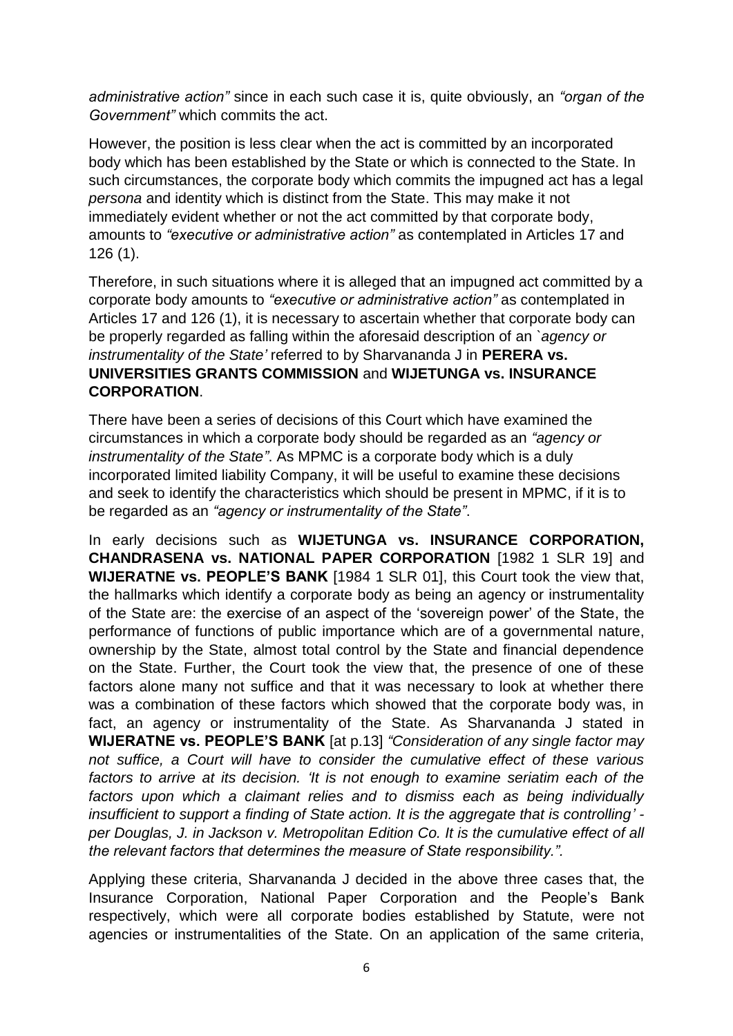*administrative action"* since in each such case it is, quite obviously, an *"organ of the Government"* which commits the act.

However, the position is less clear when the act is committed by an incorporated body which has been established by the State or which is connected to the State. In such circumstances, the corporate body which commits the impugned act has a legal *persona* and identity which is distinct from the State. This may make it not immediately evident whether or not the act committed by that corporate body, amounts to *"executive or administrative action"* as contemplated in Articles 17 and 126 (1).

Therefore, in such situations where it is alleged that an impugned act committed by a corporate body amounts to *"executive or administrative action"* as contemplated in Articles 17 and 126 (1), it is necessary to ascertain whether that corporate body can be properly regarded as falling within the aforesaid description of an *`agency or instrumentality of the State'* referred to by Sharvananda J in **PERERA vs. UNIVERSITIES GRANTS COMMISSION** and **WIJETUNGA vs. INSURANCE CORPORATION**.

There have been a series of decisions of this Court which have examined the circumstances in which a corporate body should be regarded as an *"agency or instrumentality of the State"*. As MPMC is a corporate body which is a duly incorporated limited liability Company, it will be useful to examine these decisions and seek to identify the characteristics which should be present in MPMC, if it is to be regarded as an *"agency or instrumentality of the State"*.

In early decisions such as **WIJETUNGA vs. INSURANCE CORPORATION, CHANDRASENA vs. NATIONAL PAPER CORPORATION** [1982 1 SLR 19] and **WIJERATNE vs. PEOPLE'S BANK** [1984 1 SLR 01], this Court took the view that, the hallmarks which identify a corporate body as being an agency or instrumentality of the State are: the exercise of an aspect of the 'sovereign power' of the State, the performance of functions of public importance which are of a governmental nature, ownership by the State, almost total control by the State and financial dependence on the State. Further, the Court took the view that, the presence of one of these factors alone many not suffice and that it was necessary to look at whether there was a combination of these factors which showed that the corporate body was, in fact, an agency or instrumentality of the State. As Sharvananda J stated in **WIJERATNE vs. PEOPLE'S BANK** [at p.13] *"Consideration of any single factor may not suffice, a Court will have to consider the cumulative effect of these various factors to arrive at its decision. 'It is not enough to examine seriatim each of the factors upon which a claimant relies and to dismiss each as being individually insufficient to support a finding of State action. It is the aggregate that is controlling' - per Douglas, J. in Jackson v. Metropolitan Edition Co. It is the cumulative effect of all the relevant factors that determines the measure of State responsibility."*.

Applying these criteria, Sharvananda J decided in the above three cases that, the Insurance Corporation, National Paper Corporation and the People's Bank respectively, which were all corporate bodies established by Statute, were not agencies or instrumentalities of the State. On an application of the same criteria,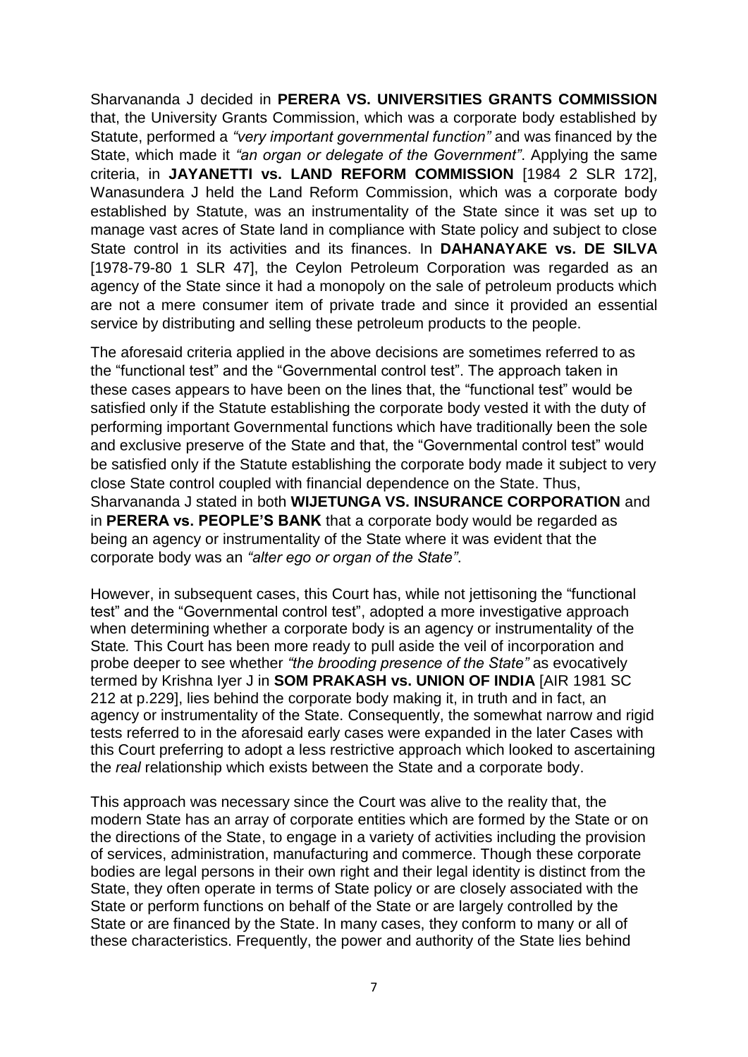Sharvananda J decided in **PERERA VS. UNIVERSITIES GRANTS COMMISSION** that, the University Grants Commission, which was a corporate body established by Statute, performed a *"very important governmental function"* and was financed by the State, which made it *"an organ or delegate of the Government"*. Applying the same criteria, in **JAYANETTI vs. LAND REFORM COMMISSION** [1984 2 SLR 172], Wanasundera J held the Land Reform Commission, which was a corporate body established by Statute, was an instrumentality of the State since it was set up to manage vast acres of State land in compliance with State policy and subject to close State control in its activities and its finances. In **DAHANAYAKE vs. DE SILVA** [1978-79-80 1 SLR 47], the Ceylon Petroleum Corporation was regarded as an agency of the State since it had a monopoly on the sale of petroleum products which are not a mere consumer item of private trade and since it provided an essential service by distributing and selling these petroleum products to the people.

The aforesaid criteria applied in the above decisions are sometimes referred to as the "functional test" and the "Governmental control test". The approach taken in these cases appears to have been on the lines that, the "functional test" would be satisfied only if the Statute establishing the corporate body vested it with the duty of performing important Governmental functions which have traditionally been the sole and exclusive preserve of the State and that, the "Governmental control test" would be satisfied only if the Statute establishing the corporate body made it subject to very close State control coupled with financial dependence on the State. Thus, Sharvananda J stated in both **WIJETUNGA VS. INSURANCE CORPORATION** and in **PERERA vs. PEOPLE'S BANK** that a corporate body would be regarded as being an agency or instrumentality of the State where it was evident that the corporate body was an *"alter ego or organ of the State"*.

However, in subsequent cases, this Court has, while not jettisoning the "functional test" and the "Governmental control test", adopted a more investigative approach when determining whether a corporate body is an agency or instrumentality of the State. This Court has been more ready to pull aside the veil of incorporation and probe deeper to see whether *"the brooding presence of the State"* as evocatively termed by Krishna Iyer J in **SOM PRAKASH vs. UNION OF INDIA** [AIR 1981 SC 212 at p.229], lies behind the corporate body making it, in truth and in fact, an agency or instrumentality of the State. Consequently, the somewhat narrow and rigid tests referred to in the aforesaid early cases were expanded in the later Cases with this Court preferring to adopt a less restrictive approach which looked to ascertaining the *real* relationship which exists between the State and a corporate body.

This approach was necessary since the Court was alive to the reality that, the modern State has an array of corporate entities which are formed by the State or on the directions of the State, to engage in a variety of activities including the provision of services, administration, manufacturing and commerce. Though these corporate bodies are legal persons in their own right and their legal identity is distinct from the State, they often operate in terms of State policy or are closely associated with the State or perform functions on behalf of the State or are largely controlled by the State or are financed by the State. In many cases, they conform to many or all of these characteristics. Frequently, the power and authority of the State lies behind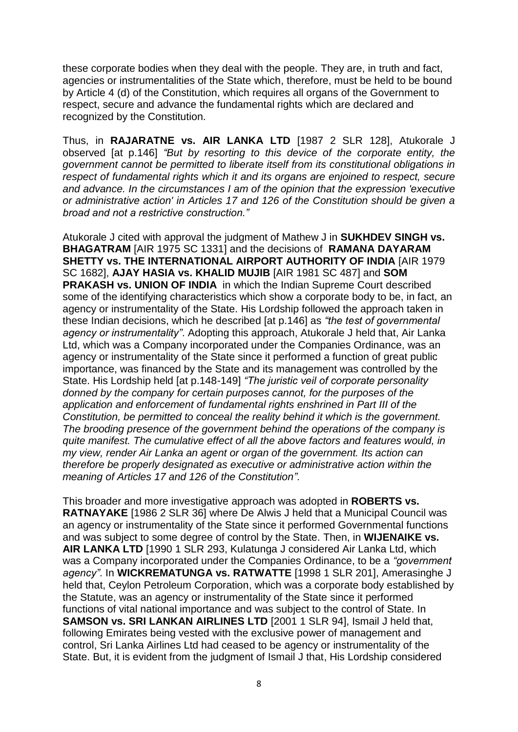these corporate bodies when they deal with the people. They are, in truth and fact, agencies or instrumentalities of the State which, therefore, must be held to be bound by Article 4 (d) of the Constitution, which requires all organs of the Government to respect, secure and advance the fundamental rights which are declared and recognized by the Constitution.

Thus, in **RAJARATNE vs. AIR LANKA LTD** [1987 2 SLR 128], Atukorale J observed [at p.146] *"But by resorting to this device of the corporate entity, the government cannot be permitted to liberate itself from its constitutional obligations in respect of fundamental rights which it and its organs are enjoined to respect, secure and advance. In the circumstances I am of the opinion that the expression 'executive or administrative action' in Articles 17 and 126 of the Constitution should be given a broad and not a restrictive construction."*

Atukorale J cited with approval the judgment of Mathew J in **SUKHDEV SINGH vs. BHAGATRAM** [AIR 1975 SC 1331] and the decisions of **RAMANA DAYARAM SHETTY vs. THE INTERNATIONAL AIRPORT AUTHORITY OF INDIA** [AIR 1979 SC 1682], **AJAY HASIA vs. KHALID MUJIB** [AIR 1981 SC 487] and **SOM PRAKASH vs. UNION OF INDIA** in which the Indian Supreme Court described some of the identifying characteristics which show a corporate body to be, in fact, an agency or instrumentality of the State. His Lordship followed the approach taken in these Indian decisions, which he described [at p.146] as *"the test of governmental agency or instrumentality"*. Adopting this approach, Atukorale J held that, Air Lanka Ltd, which was a Company incorporated under the Companies Ordinance, was an agency or instrumentality of the State since it performed a function of great public importance, was financed by the State and its management was controlled by the State. His Lordship held [at p.148-149] *"The juristic veil of corporate personality donned by the company for certain purposes cannot, for the purposes of the application and enforcement of fundamental rights enshrined in Part III of the Constitution, be permitted to conceal the reality behind it which is the government. The brooding presence of the government behind the operations of the company is quite manifest. The cumulative effect of all the above factors and features would, in my view, render Air Lanka an agent or organ of the government. Its action can therefore be properly designated as executive or administrative action within the meaning of Articles 17 and 126 of the Constitution"*.

This broader and more investigative approach was adopted in **ROBERTS vs. RATNAYAKE** [1986 2 SLR 36] where De Alwis J held that a Municipal Council was an agency or instrumentality of the State since it performed Governmental functions and was subject to some degree of control by the State. Then, in **WIJENAIKE vs. AIR LANKA LTD** [1990 1 SLR 293, Kulatunga J considered Air Lanka Ltd, which was a Company incorporated under the Companies Ordinance, to be a *"government agency"*. In **WICKREMATUNGA vs. RATWATTE** [1998 1 SLR 201], Amerasinghe J held that, Ceylon Petroleum Corporation, which was a corporate body established by the Statute, was an agency or instrumentality of the State since it performed functions of vital national importance and was subject to the control of State. In **SAMSON vs. SRI LANKAN AIRLINES LTD** [2001 1 SLR 94], Ismail J held that, following Emirates being vested with the exclusive power of management and control, Sri Lanka Airlines Ltd had ceased to be agency or instrumentality of the State. But, it is evident from the judgment of Ismail J that, His Lordship considered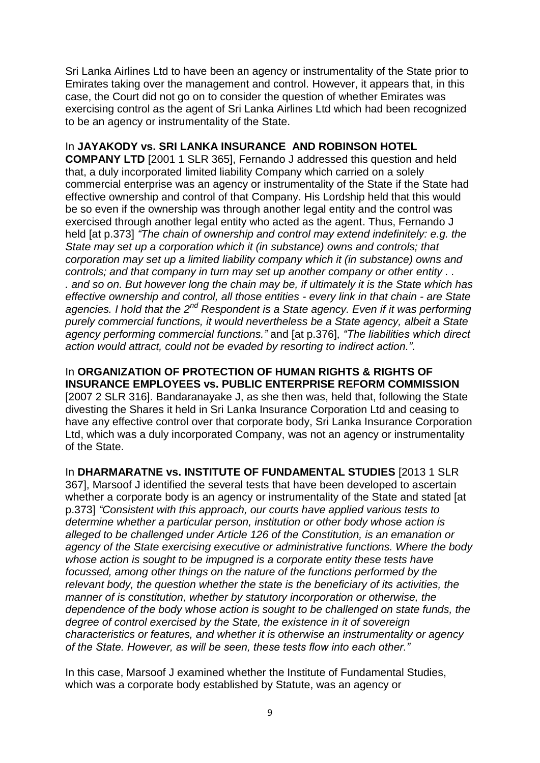Sri Lanka Airlines Ltd to have been an agency or instrumentality of the State prior to Emirates taking over the management and control. However, it appears that, in this case, the Court did not go on to consider the question of whether Emirates was exercising control as the agent of Sri Lanka Airlines Ltd which had been recognized to be an agency or instrumentality of the State.

In **JAYAKODY vs. SRI LANKA INSURANCE AND ROBINSON HOTEL COMPANY LTD** [2001 1 SLR 365], Fernando J addressed this question and held that, a duly incorporated limited liability Company which carried on a solely commercial enterprise was an agency or instrumentality of the State if the State had effective ownership and control of that Company. His Lordship held that this would be so even if the ownership was through another legal entity and the control was exercised through another legal entity who acted as the agent. Thus, Fernando J held [at p.373] *"The chain of ownership and control may extend indefinitely: e.g. the State may set up a corporation which it (in substance) owns and controls; that corporation may set up a limited liability company which it (in substance) owns and controls; and that company in turn may set up another company or other entity . . . and so on. But however long the chain may be, if ultimately it is the State which has effective ownership and control, all those entities - every link in that chain - are State agencies. I hold that the 2nd Respondent is a State agency. Even if it was performing purely commercial functions, it would nevertheless be a State agency, albeit a State agency performing commercial functions."* and [at p.376]*, "The liabilities which direct action would attract, could not be evaded by resorting to indirect action."*.

In **ORGANIZATION OF PROTECTION OF HUMAN RIGHTS & RIGHTS OF INSURANCE EMPLOYEES vs. PUBLIC ENTERPRISE REFORM COMMISSION** [2007 2 SLR 316]. Bandaranayake J, as she then was, held that, following the State divesting the Shares it held in Sri Lanka Insurance Corporation Ltd and ceasing to have any effective control over that corporate body, Sri Lanka Insurance Corporation Ltd, which was a duly incorporated Company, was not an agency or instrumentality of the State.

In **DHARMARATNE vs. INSTITUTE OF FUNDAMENTAL STUDIES** [2013 1 SLR 367], Marsoof J identified the several tests that have been developed to ascertain whether a corporate body is an agency or instrumentality of the State and stated [at p.373] *"Consistent with this approach, our courts have applied various tests to determine whether a particular person, institution or other body whose action is alleged to be challenged under Article 126 of the Constitution, is an emanation or agency of the State exercising executive or administrative functions. Where the body whose action is sought to be impugned is a corporate entity these tests have focussed, among other things on the nature of the functions performed by the relevant body, the question whether the state is the beneficiary of its activities, the manner of is constitution, whether by statutory incorporation or otherwise, the dependence of the body whose action is sought to be challenged on state funds, the degree of control exercised by the State, the existence in it of sovereign characteristics or features, and whether it is otherwise an instrumentality or agency of the State. However, as will be seen, these tests flow into each other."*

In this case, Marsoof J examined whether the Institute of Fundamental Studies, which was a corporate body established by Statute, was an agency or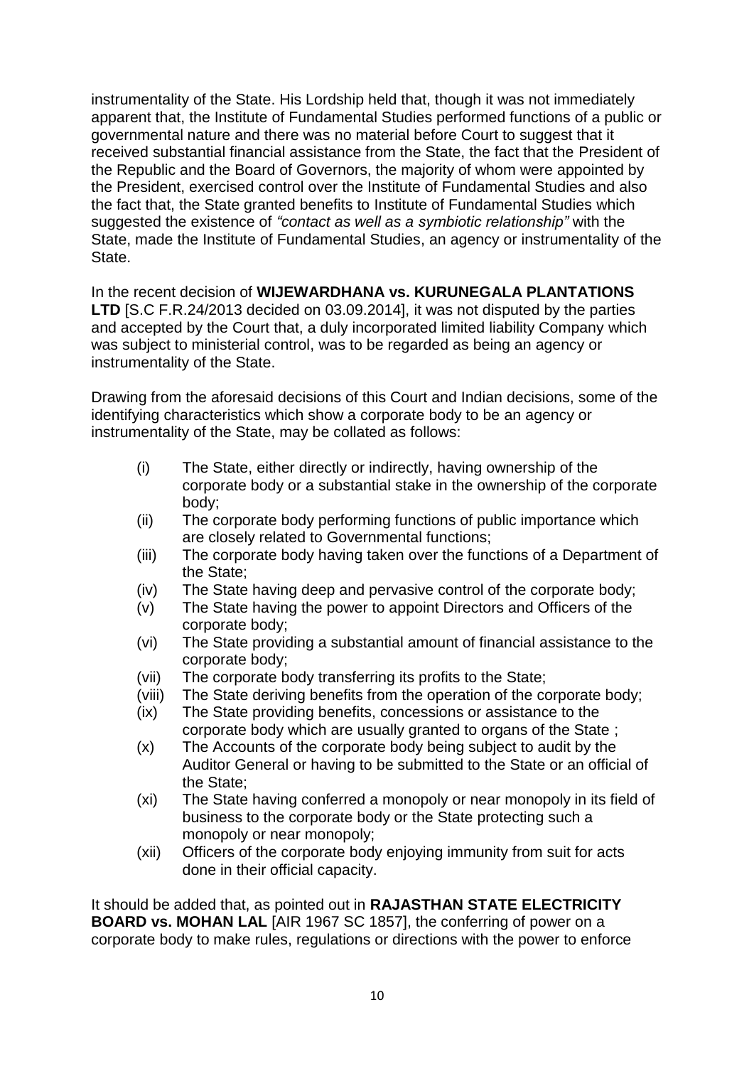instrumentality of the State. His Lordship held that, though it was not immediately apparent that, the Institute of Fundamental Studies performed functions of a public or governmental nature and there was no material before Court to suggest that it received substantial financial assistance from the State, the fact that the President of the Republic and the Board of Governors, the majority of whom were appointed by the President, exercised control over the Institute of Fundamental Studies and also the fact that, the State granted benefits to Institute of Fundamental Studies which suggested the existence of *"contact as well as a symbiotic relationship"* with the State, made the Institute of Fundamental Studies, an agency or instrumentality of the State.

In the recent decision of **WIJEWARDHANA vs. KURUNEGALA PLANTATIONS LTD** [S.C F.R.24/2013 decided on 03.09.2014], it was not disputed by the parties and accepted by the Court that, a duly incorporated limited liability Company which was subject to ministerial control, was to be regarded as being an agency or instrumentality of the State.

Drawing from the aforesaid decisions of this Court and Indian decisions, some of the identifying characteristics which show a corporate body to be an agency or instrumentality of the State, may be collated as follows:

(i) The State, either directly or indirectly, having ownership of the corporate body or a substantial stake in the ownership of the corporate body;
(ii) The corporate body performing functions of public importance which are closely related to Governmental functions;
(iii) The corporate body having taken over the functions of a Department of the State;
(iv) The State having deep and pervasive control of the corporate body;
(v) The State having the power to appoint Directors and Officers of the corporate body;
(vi) The State providing a substantial amount of financial assistance to the corporate body;
(vii) The corporate body transferring its profits to the State;
(viii) The State deriving benefits from the operation of the corporate body;
(ix) The State providing benefits, concessions or assistance to the corporate body which are usually granted to organs of the State ;
(x) The Accounts of the corporate body being subject to audit by the Auditor General or having to be submitted to the State or an official of the State;
(xi) The State having conferred a monopoly or near monopoly in its field of business to the corporate body or the State protecting such a monopoly or near monopoly;
(xii) Officers of the corporate body enjoying immunity from suit for acts done in their official capacity.

It should be added that, as pointed out in **RAJASTHAN STATE ELECTRICITY BOARD vs. MOHAN LAL** [AIR 1967 SC 1857], the conferring of power on a corporate body to make rules, regulations or directions with the power to enforce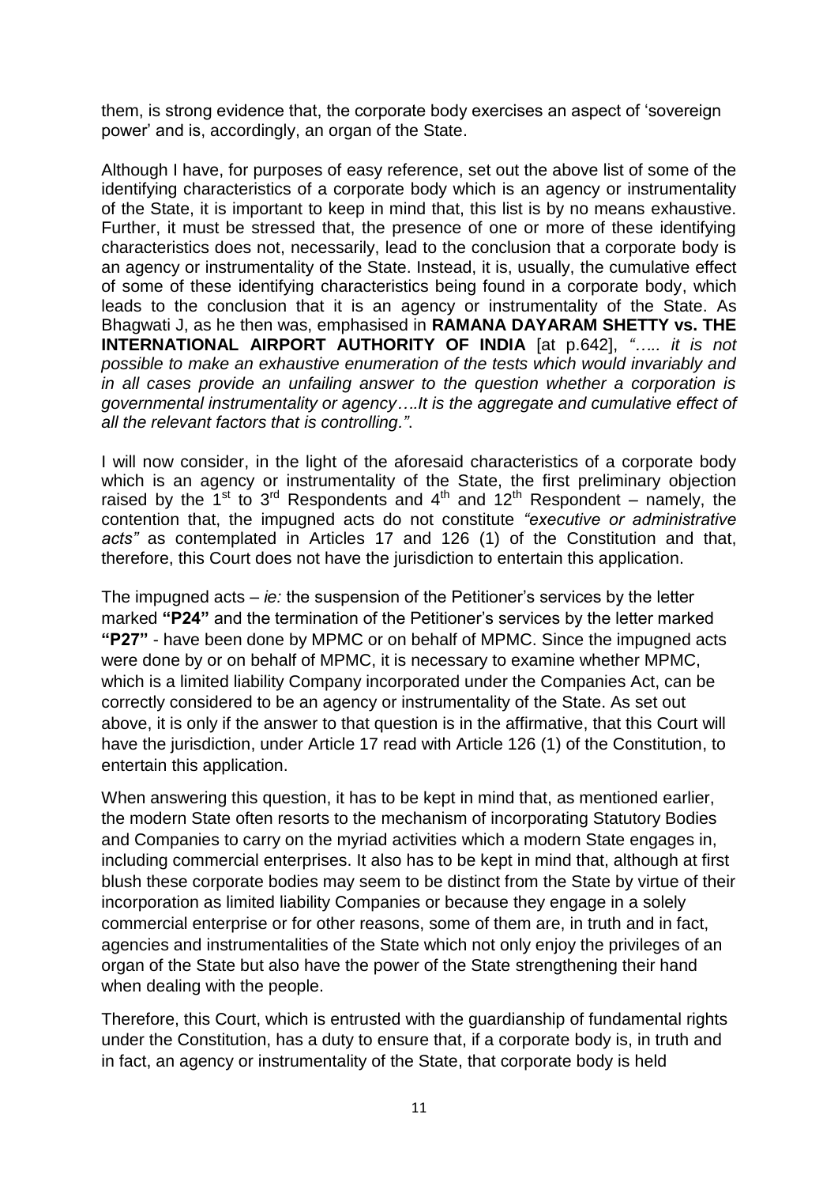them, is strong evidence that, the corporate body exercises an aspect of 'sovereign power' and is, accordingly, an organ of the State.

Although I have, for purposes of easy reference, set out the above list of some of the identifying characteristics of a corporate body which is an agency or instrumentality of the State, it is important to keep in mind that, this list is by no means exhaustive. Further, it must be stressed that, the presence of one or more of these identifying characteristics does not, necessarily, lead to the conclusion that a corporate body is an agency or instrumentality of the State. Instead, it is, usually, the cumulative effect of some of these identifying characteristics being found in a corporate body, which leads to the conclusion that it is an agency or instrumentality of the State. As Bhagwati J, as he then was, emphasised in **RAMANA DAYARAM SHETTY vs. THE INTERNATIONAL AIRPORT AUTHORITY OF INDIA** [at p.642], *"….. it is not possible to make an exhaustive enumeration of the tests which would invariably and in all cases provide an unfailing answer to the question whether a corporation is governmental instrumentality or agency….It is the aggregate and cumulative effect of all the relevant factors that is controlling."*.

I will now consider, in the light of the aforesaid characteristics of a corporate body which is an agency or instrumentality of the State, the first preliminary objection raised by the 1st to 3rd Respondents and 4th and 12th Respondent – namely, the contention that, the impugned acts do not constitute *"executive or administrative acts"* as contemplated in Articles 17 and 126 (1) of the Constitution and that, therefore, this Court does not have the jurisdiction to entertain this application.

The impugned acts – *ie:* the suspension of the Petitioner's services by the letter marked **"P24"** and the termination of the Petitioner's services by the letter marked **"P27"** - have been done by MPMC or on behalf of MPMC. Since the impugned acts were done by or on behalf of MPMC, it is necessary to examine whether MPMC, which is a limited liability Company incorporated under the Companies Act, can be correctly considered to be an agency or instrumentality of the State. As set out above, it is only if the answer to that question is in the affirmative, that this Court will have the jurisdiction, under Article 17 read with Article 126 (1) of the Constitution, to entertain this application.

When answering this question, it has to be kept in mind that, as mentioned earlier, the modern State often resorts to the mechanism of incorporating Statutory Bodies and Companies to carry on the myriad activities which a modern State engages in, including commercial enterprises. It also has to be kept in mind that, although at first blush these corporate bodies may seem to be distinct from the State by virtue of their incorporation as limited liability Companies or because they engage in a solely commercial enterprise or for other reasons, some of them are, in truth and in fact, agencies and instrumentalities of the State which not only enjoy the privileges of an organ of the State but also have the power of the State strengthening their hand when dealing with the people.

Therefore, this Court, which is entrusted with the guardianship of fundamental rights under the Constitution, has a duty to ensure that, if a corporate body is, in truth and in fact, an agency or instrumentality of the State, that corporate body is held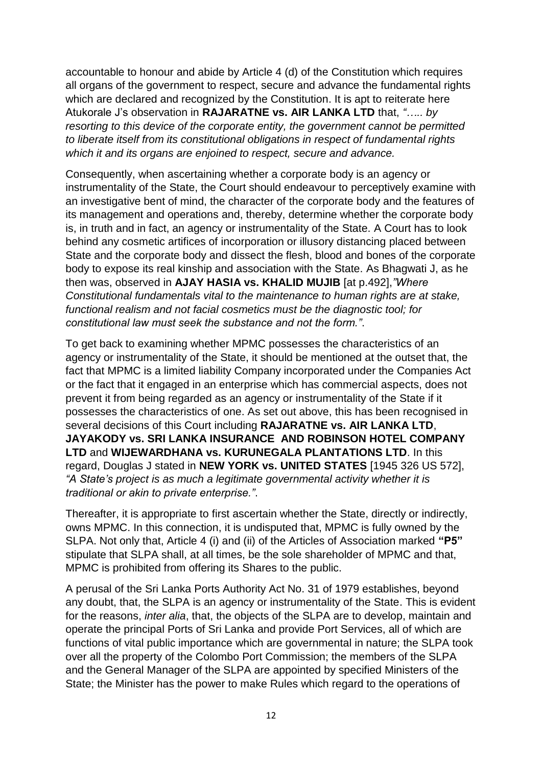accountable to honour and abide by Article 4 (d) of the Constitution which requires all organs of the government to respect, secure and advance the fundamental rights which are declared and recognized by the Constitution. It is apt to reiterate here Atukorale J's observation in **RAJARATNE vs. AIR LANKA LTD** that, *"….. by resorting to this device of the corporate entity, the government cannot be permitted to liberate itself from its constitutional obligations in respect of fundamental rights which it and its organs are enjoined to respect, secure and advance.*

Consequently, when ascertaining whether a corporate body is an agency or instrumentality of the State, the Court should endeavour to perceptively examine with an investigative bent of mind, the character of the corporate body and the features of its management and operations and, thereby, determine whether the corporate body is, in truth and in fact, an agency or instrumentality of the State. A Court has to look behind any cosmetic artifices of incorporation or illusory distancing placed between State and the corporate body and dissect the flesh, blood and bones of the corporate body to expose its real kinship and association with the State. As Bhagwati J, as he then was, observed in **AJAY HASIA vs. KHALID MUJIB** [at p.492],*"Where Constitutional fundamentals vital to the maintenance to human rights are at stake, functional realism and not facial cosmetics must be the diagnostic tool; for constitutional law must seek the substance and not the form."*.

To get back to examining whether MPMC possesses the characteristics of an agency or instrumentality of the State, it should be mentioned at the outset that, the fact that MPMC is a limited liability Company incorporated under the Companies Act or the fact that it engaged in an enterprise which has commercial aspects, does not prevent it from being regarded as an agency or instrumentality of the State if it possesses the characteristics of one. As set out above, this has been recognised in several decisions of this Court including **RAJARATNE vs. AIR LANKA LTD**, **JAYAKODY vs. SRI LANKA INSURANCE AND ROBINSON HOTEL COMPANY LTD** and **WIJEWARDHANA vs. KURUNEGALA PLANTATIONS LTD**. In this regard, Douglas J stated in **NEW YORK vs. UNITED STATES** [1945 326 US 572], *"A State's project is as much a legitimate governmental activity whether it is traditional or akin to private enterprise."*.

Thereafter, it is appropriate to first ascertain whether the State, directly or indirectly, owns MPMC. In this connection, it is undisputed that, MPMC is fully owned by the SLPA. Not only that, Article 4 (i) and (ii) of the Articles of Association marked **"P5"** stipulate that SLPA shall, at all times, be the sole shareholder of MPMC and that, MPMC is prohibited from offering its Shares to the public.

A perusal of the Sri Lanka Ports Authority Act No. 31 of 1979 establishes, beyond any doubt, that, the SLPA is an agency or instrumentality of the State. This is evident for the reasons, *inter alia*, that, the objects of the SLPA are to develop, maintain and operate the principal Ports of Sri Lanka and provide Port Services, all of which are functions of vital public importance which are governmental in nature; the SLPA took over all the property of the Colombo Port Commission; the members of the SLPA and the General Manager of the SLPA are appointed by specified Ministers of the State; the Minister has the power to make Rules which regard to the operations of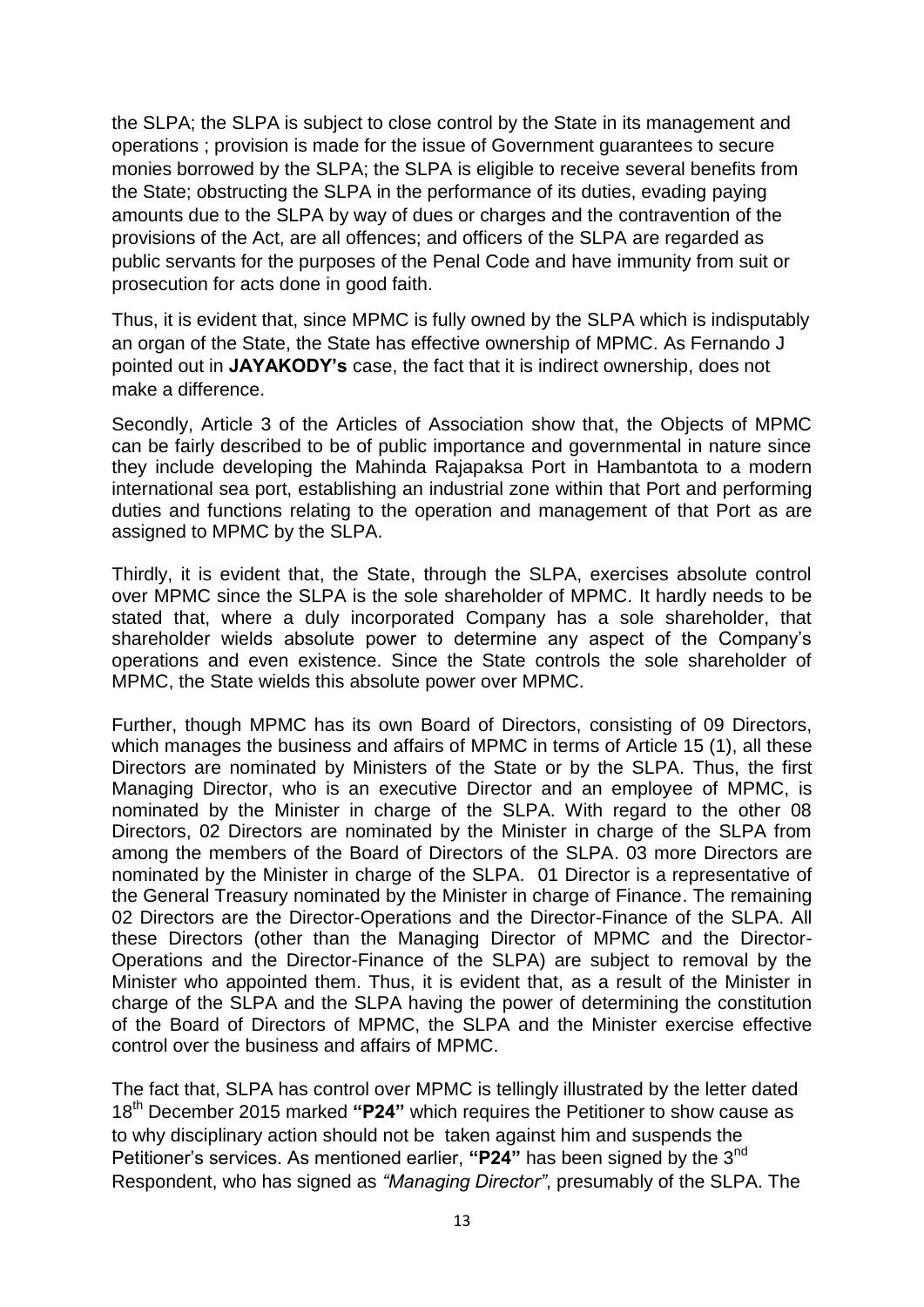the SLPA; the SLPA is subject to close control by the State in its management and operations ; provision is made for the issue of Government guarantees to secure monies borrowed by the SLPA; the SLPA is eligible to receive several benefits from the State; obstructing the SLPA in the performance of its duties, evading paying amounts due to the SLPA by way of dues or charges and the contravention of the provisions of the Act, are all offences; and officers of the SLPA are regarded as public servants for the purposes of the Penal Code and have immunity from suit or prosecution for acts done in good faith.

Thus, it is evident that, since MPMC is fully owned by the SLPA which is indisputably an organ of the State, the State has effective ownership of MPMC. As Fernando J pointed out in **JAYAKODY's** case, the fact that it is indirect ownership, does not make a difference.

Secondly, Article 3 of the Articles of Association show that, the Objects of MPMC can be fairly described to be of public importance and governmental in nature since they include developing the Mahinda Rajapaksa Port in Hambantota to a modern international sea port, establishing an industrial zone within that Port and performing duties and functions relating to the operation and management of that Port as are assigned to MPMC by the SLPA.

Thirdly, it is evident that, the State, through the SLPA, exercises absolute control over MPMC since the SLPA is the sole shareholder of MPMC. It hardly needs to be stated that, where a duly incorporated Company has a sole shareholder, that shareholder wields absolute power to determine any aspect of the Company's operations and even existence. Since the State controls the sole shareholder of MPMC, the State wields this absolute power over MPMC.

Further, though MPMC has its own Board of Directors, consisting of 09 Directors, which manages the business and affairs of MPMC in terms of Article 15 (1), all these Directors are nominated by Ministers of the State or by the SLPA. Thus, the first Managing Director, who is an executive Director and an employee of MPMC, is nominated by the Minister in charge of the SLPA. With regard to the other 08 Directors, 02 Directors are nominated by the Minister in charge of the SLPA from among the members of the Board of Directors of the SLPA. 03 more Directors are nominated by the Minister in charge of the SLPA. 01 Director is a representative of the General Treasury nominated by the Minister in charge of Finance. The remaining 02 Directors are the Director-Operations and the Director-Finance of the SLPA. All these Directors (other than the Managing Director of MPMC and the Director-Operations and the Director-Finance of the SLPA) are subject to removal by the Minister who appointed them. Thus, it is evident that, as a result of the Minister in charge of the SLPA and the SLPA having the power of determining the constitution of the Board of Directors of MPMC, the SLPA and the Minister exercise effective control over the business and affairs of MPMC.

The fact that, SLPA has control over MPMC is tellingly illustrated by the letter dated 18th December 2015 marked **"P24"** which requires the Petitioner to show cause as to why disciplinary action should not be taken against him and suspends the Petitioner's services. As mentioned earlier, **"P24"** has been signed by the 3rd Respondent, who has signed as *"Managing Director"*, presumably of the SLPA. The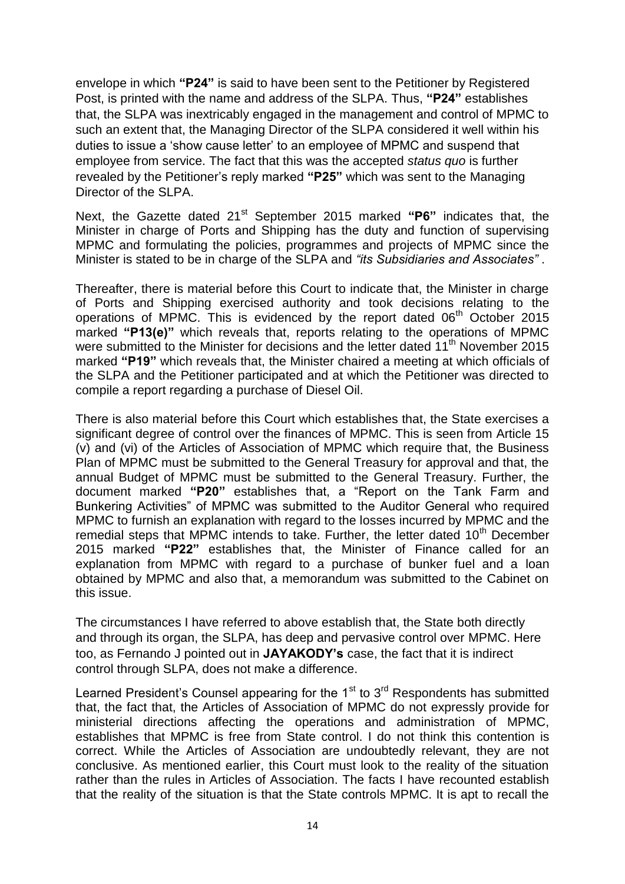envelope in which **"P24"** is said to have been sent to the Petitioner by Registered Post, is printed with the name and address of the SLPA. Thus, **"P24"** establishes that, the SLPA was inextricably engaged in the management and control of MPMC to such an extent that, the Managing Director of the SLPA considered it well within his duties to issue a 'show cause letter' to an employee of MPMC and suspend that employee from service. The fact that this was the accepted *status quo* is further revealed by the Petitioner's reply marked **"P25"** which was sent to the Managing Director of the SLPA.

Next, the Gazette dated 21st September 2015 marked **"P6"** indicates that, the Minister in charge of Ports and Shipping has the duty and function of supervising MPMC and formulating the policies, programmes and projects of MPMC since the Minister is stated to be in charge of the SLPA and *"its Subsidiaries and Associates"* .

Thereafter, there is material before this Court to indicate that, the Minister in charge of Ports and Shipping exercised authority and took decisions relating to the operations of MPMC. This is evidenced by the report dated 06th October 2015 marked **"P13(e)"** which reveals that, reports relating to the operations of MPMC were submitted to the Minister for decisions and the letter dated 11th November 2015 marked **"P19"** which reveals that, the Minister chaired a meeting at which officials of the SLPA and the Petitioner participated and at which the Petitioner was directed to compile a report regarding a purchase of Diesel Oil.

There is also material before this Court which establishes that, the State exercises a significant degree of control over the finances of MPMC. This is seen from Article 15 (v) and (vi) of the Articles of Association of MPMC which require that, the Business Plan of MPMC must be submitted to the General Treasury for approval and that, the annual Budget of MPMC must be submitted to the General Treasury. Further, the document marked **"P20"** establishes that, a "Report on the Tank Farm and Bunkering Activities" of MPMC was submitted to the Auditor General who required MPMC to furnish an explanation with regard to the losses incurred by MPMC and the remedial steps that MPMC intends to take. Further, the letter dated 10th December 2015 marked **"P22"** establishes that, the Minister of Finance called for an explanation from MPMC with regard to a purchase of bunker fuel and a loan obtained by MPMC and also that, a memorandum was submitted to the Cabinet on this issue.

The circumstances I have referred to above establish that, the State both directly and through its organ, the SLPA, has deep and pervasive control over MPMC. Here too, as Fernando J pointed out in **JAYAKODY's** case, the fact that it is indirect control through SLPA, does not make a difference.

Learned President's Counsel appearing for the 1st to 3rd Respondents has submitted that, the fact that, the Articles of Association of MPMC do not expressly provide for ministerial directions affecting the operations and administration of MPMC, establishes that MPMC is free from State control. I do not think this contention is correct. While the Articles of Association are undoubtedly relevant, they are not conclusive. As mentioned earlier, this Court must look to the reality of the situation rather than the rules in Articles of Association. The facts I have recounted establish that the reality of the situation is that the State controls MPMC. It is apt to recall the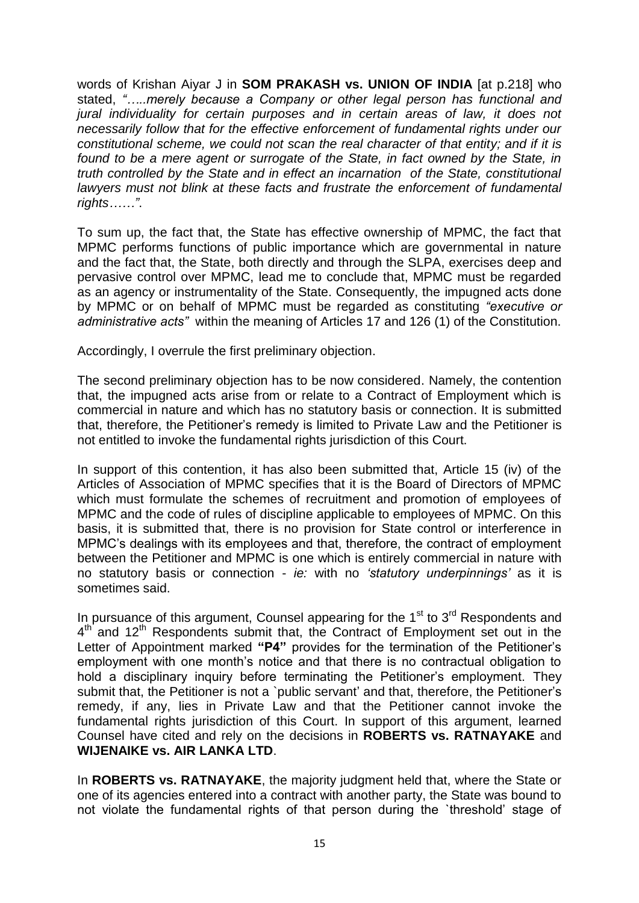words of Krishan Aiyar J in **SOM PRAKASH vs. UNION OF INDIA** [at p.218] who stated, *"…..merely because a Company or other legal person has functional and jural individuality for certain purposes and in certain areas of law, it does not necessarily follow that for the effective enforcement of fundamental rights under our constitutional scheme, we could not scan the real character of that entity; and if it is found to be a mere agent or surrogate of the State, in fact owned by the State, in truth controlled by the State and in effect an incarnation of the State, constitutional lawyers must not blink at these facts and frustrate the enforcement of fundamental rights……"*.

To sum up, the fact that, the State has effective ownership of MPMC, the fact that MPMC performs functions of public importance which are governmental in nature and the fact that, the State, both directly and through the SLPA, exercises deep and pervasive control over MPMC, lead me to conclude that, MPMC must be regarded as an agency or instrumentality of the State. Consequently, the impugned acts done by MPMC or on behalf of MPMC must be regarded as constituting *"executive or administrative acts"* within the meaning of Articles 17 and 126 (1) of the Constitution.

Accordingly, I overrule the first preliminary objection.

The second preliminary objection has to be now considered. Namely, the contention that, the impugned acts arise from or relate to a Contract of Employment which is commercial in nature and which has no statutory basis or connection. It is submitted that, therefore, the Petitioner's remedy is limited to Private Law and the Petitioner is not entitled to invoke the fundamental rights jurisdiction of this Court.

In support of this contention, it has also been submitted that, Article 15 (iv) of the Articles of Association of MPMC specifies that it is the Board of Directors of MPMC which must formulate the schemes of recruitment and promotion of employees of MPMC and the code of rules of discipline applicable to employees of MPMC. On this basis, it is submitted that, there is no provision for State control or interference in MPMC's dealings with its employees and that, therefore, the contract of employment between the Petitioner and MPMC is one which is entirely commercial in nature with no statutory basis or connection - *ie:* with no *'statutory underpinnings'* as it is sometimes said.

In pursuance of this argument, Counsel appearing for the 1st to 3rd Respondents and 4th and 12th Respondents submit that, the Contract of Employment set out in the Letter of Appointment marked **"P4"** provides for the termination of the Petitioner's employment with one month's notice and that there is no contractual obligation to hold a disciplinary inquiry before terminating the Petitioner's employment. They submit that, the Petitioner is not a `public servant' and that, therefore, the Petitioner's remedy, if any, lies in Private Law and that the Petitioner cannot invoke the fundamental rights jurisdiction of this Court. In support of this argument, learned Counsel have cited and rely on the decisions in **ROBERTS vs. RATNAYAKE** and **WIJENAIKE vs. AIR LANKA LTD**.

In **ROBERTS vs. RATNAYAKE**, the majority judgment held that, where the State or one of its agencies entered into a contract with another party, the State was bound to not violate the fundamental rights of that person during the `threshold' stage of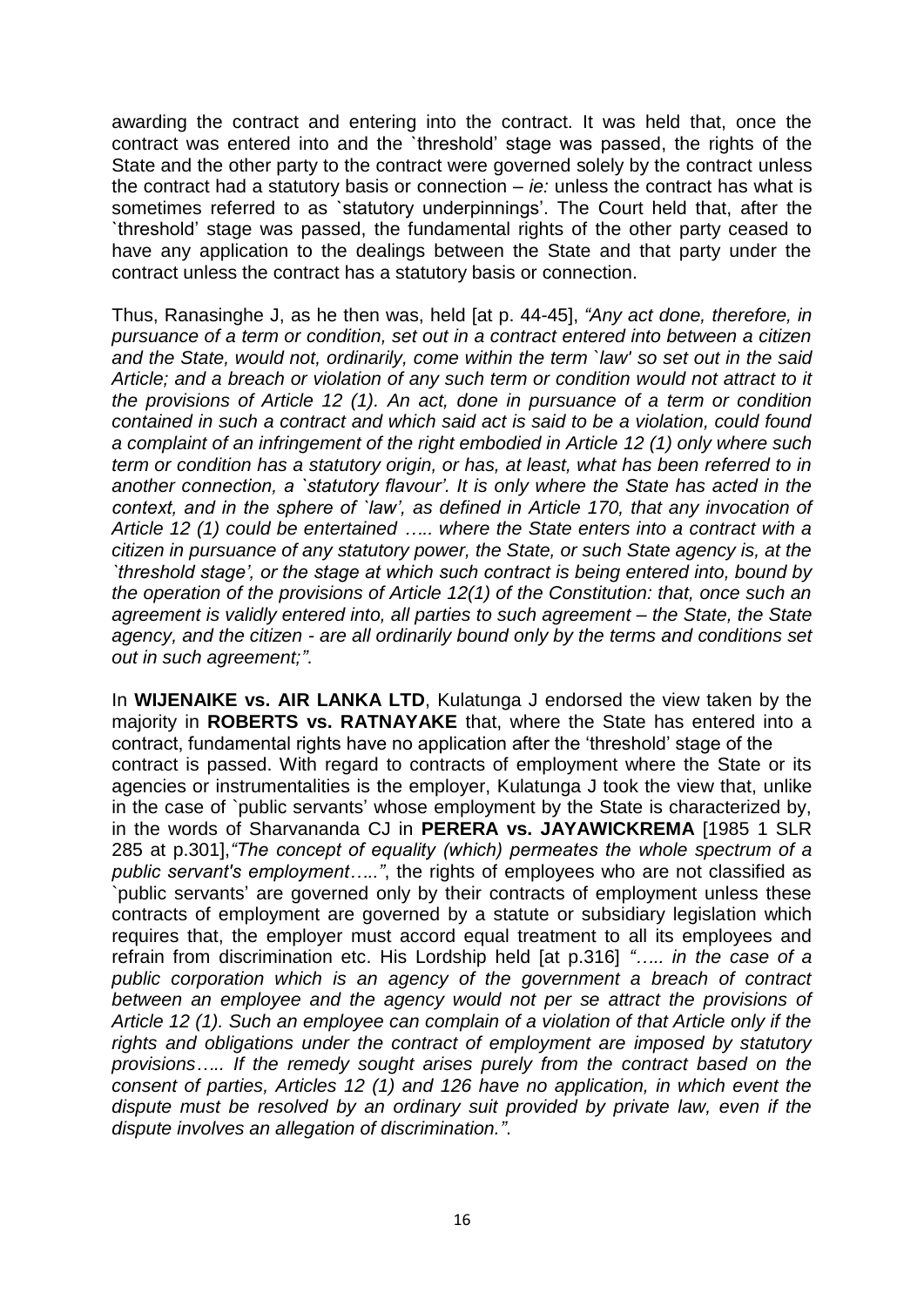awarding the contract and entering into the contract. It was held that, once the contract was entered into and the `threshold' stage was passed, the rights of the State and the other party to the contract were governed solely by the contract unless the contract had a statutory basis or connection – *ie:* unless the contract has what is sometimes referred to as `statutory underpinnings'. The Court held that, after the `threshold' stage was passed, the fundamental rights of the other party ceased to have any application to the dealings between the State and that party under the contract unless the contract has a statutory basis or connection.

Thus, Ranasinghe J, as he then was, held [at p. 44-45], *"Any act done, therefore, in pursuance of a term or condition, set out in a contract entered into between a citizen and the State, would not, ordinarily, come within the term `law' so set out in the said Article; and a breach or violation of any such term or condition would not attract to it the provisions of Article 12 (1). An act, done in pursuance of a term or condition contained in such a contract and which said act is said to be a violation, could found a complaint of an infringement of the right embodied in Article 12 (1) only where such term or condition has a statutory origin, or has, at least, what has been referred to in another connection, a `statutory flavour'. It is only where the State has acted in the context, and in the sphere of `law', as defined in Article 170, that any invocation of Article 12 (1) could be entertained ….. where the State enters into a contract with a citizen in pursuance of any statutory power, the State, or such State agency is, at the `threshold stage', or the stage at which such contract is being entered into, bound by the operation of the provisions of Article 12(1) of the Constitution: that, once such an agreement is validly entered into, all parties to such agreement – the State, the State agency, and the citizen - are all ordinarily bound only by the terms and conditions set out in such agreement;".*

In **WIJENAIKE vs. AIR LANKA LTD**, Kulatunga J endorsed the view taken by the majority in **ROBERTS vs. RATNAYAKE** that, where the State has entered into a contract, fundamental rights have no application after the 'threshold' stage of the contract is passed. With regard to contracts of employment where the State or its agencies or instrumentalities is the employer, Kulatunga J took the view that, unlike in the case of `public servants' whose employment by the State is characterized by, in the words of Sharvananda CJ in **PERERA vs. JAYAWICKREMA** [1985 1 SLR 285 at p.301],*"The concept of equality (which) permeates the whole spectrum of a public servant's employment….."*, the rights of employees who are not classified as `public servants' are governed only by their contracts of employment unless these contracts of employment are governed by a statute or subsidiary legislation which requires that, the employer must accord equal treatment to all its employees and refrain from discrimination etc. His Lordship held [at p.316] *"….. in the case of a public corporation which is an agency of the government a breach of contract between an employee and the agency would not per se attract the provisions of Article 12 (1). Such an employee can complain of a violation of that Article only if the rights and obligations under the contract of employment are imposed by statutory provisions….. If the remedy sought arises purely from the contract based on the consent of parties, Articles 12 (1) and 126 have no application, in which event the dispute must be resolved by an ordinary suit provided by private law, even if the dispute involves an allegation of discrimination."*.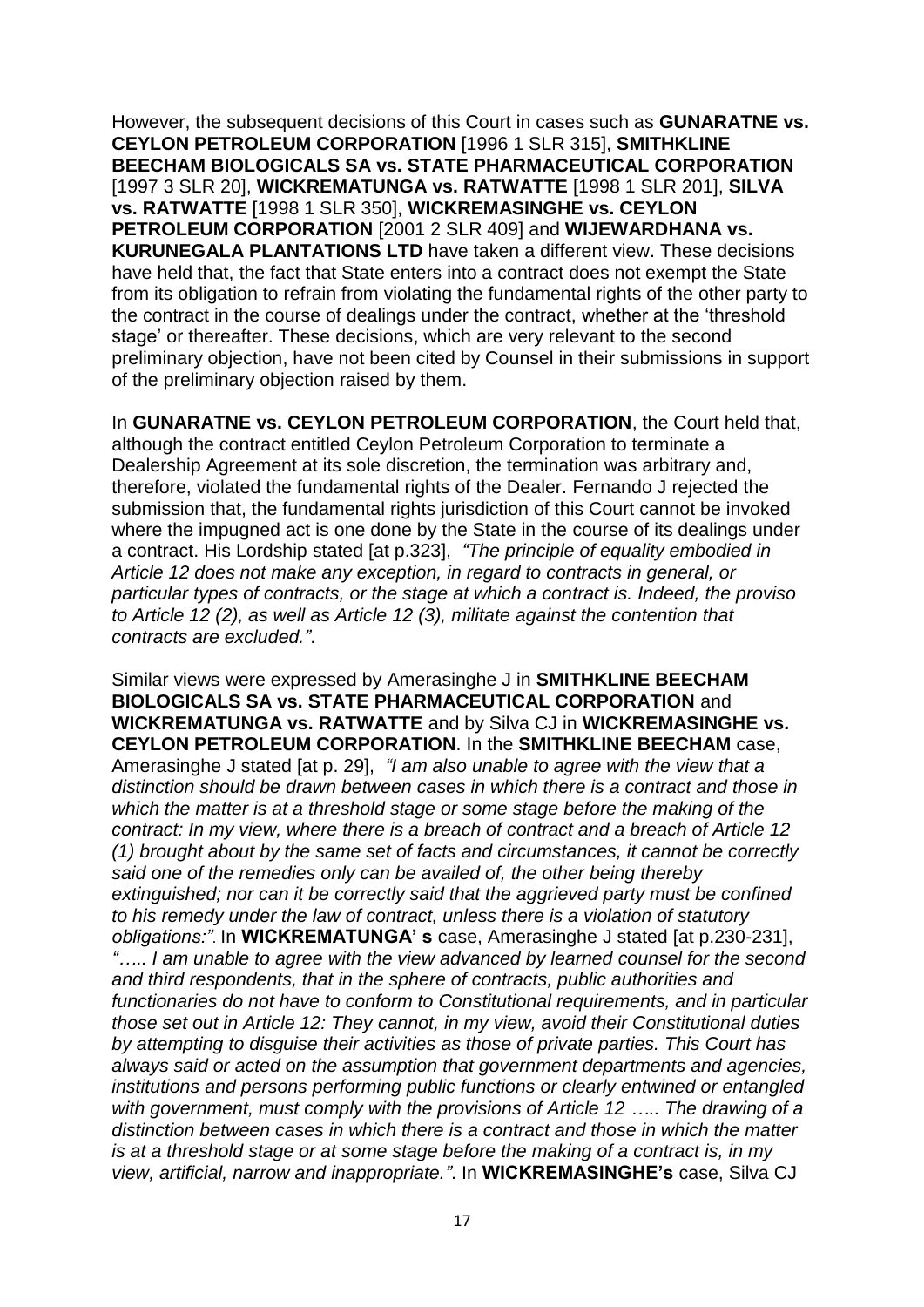However, the subsequent decisions of this Court in cases such as **GUNARATNE vs. CEYLON PETROLEUM CORPORATION** [1996 1 SLR 315], **SMITHKLINE BEECHAM BIOLOGICALS SA vs. STATE PHARMACEUTICAL CORPORATION** [1997 3 SLR 20], **WICKREMATUNGA vs. RATWATTE** [1998 1 SLR 201], **SILVA vs. RATWATTE** [1998 1 SLR 350], **WICKREMASINGHE vs. CEYLON PETROLEUM CORPORATION** [2001 2 SLR 409] and **WIJEWARDHANA vs. KURUNEGALA PLANTATIONS LTD** have taken a different view. These decisions have held that, the fact that State enters into a contract does not exempt the State from its obligation to refrain from violating the fundamental rights of the other party to the contract in the course of dealings under the contract, whether at the 'threshold stage' or thereafter. These decisions, which are very relevant to the second preliminary objection, have not been cited by Counsel in their submissions in support of the preliminary objection raised by them.

In **GUNARATNE vs. CEYLON PETROLEUM CORPORATION**, the Court held that, although the contract entitled Ceylon Petroleum Corporation to terminate a Dealership Agreement at its sole discretion, the termination was arbitrary and, therefore, violated the fundamental rights of the Dealer. Fernando J rejected the submission that, the fundamental rights jurisdiction of this Court cannot be invoked where the impugned act is one done by the State in the course of its dealings under a contract. His Lordship stated [at p.323], *"The principle of equality embodied in Article 12 does not make any exception, in regard to contracts in general, or particular types of contracts, or the stage at which a contract is. Indeed, the proviso to Article 12 (2), as well as Article 12 (3), militate against the contention that contracts are excluded."*.

Similar views were expressed by Amerasinghe J in **SMITHKLINE BEECHAM BIOLOGICALS SA vs. STATE PHARMACEUTICAL CORPORATION** and **WICKREMATUNGA vs. RATWATTE** and by Silva CJ in **WICKREMASINGHE vs. CEYLON PETROLEUM CORPORATION**. In the **SMITHKLINE BEECHAM** case, Amerasinghe J stated [at p. 29], *"I am also unable to agree with the view that a distinction should be drawn between cases in which there is a contract and those in which the matter is at a threshold stage or some stage before the making of the contract: In my view, where there is a breach of contract and a breach of Article 12 (1) brought about by the same set of facts and circumstances, it cannot be correctly said one of the remedies only can be availed of, the other being thereby extinguished; nor can it be correctly said that the aggrieved party must be confined to his remedy under the law of contract, unless there is a violation of statutory obligations:"*. In **WICKREMATUNGA' s** case, Amerasinghe J stated [at p.230-231], *"….. I am unable to agree with the view advanced by learned counsel for the second and third respondents, that in the sphere of contracts, public authorities and functionaries do not have to conform to Constitutional requirements, and in particular those set out in Article 12: They cannot, in my view, avoid their Constitutional duties by attempting to disguise their activities as those of private parties. This Court has always said or acted on the assumption that government departments and agencies, institutions and persons performing public functions or clearly entwined or entangled with government, must comply with the provisions of Article 12 ….. The drawing of a distinction between cases in which there is a contract and those in which the matter is at a threshold stage or at some stage before the making of a contract is, in my view, artificial, narrow and inappropriate."*. In **WICKREMASINGHE's** case, Silva CJ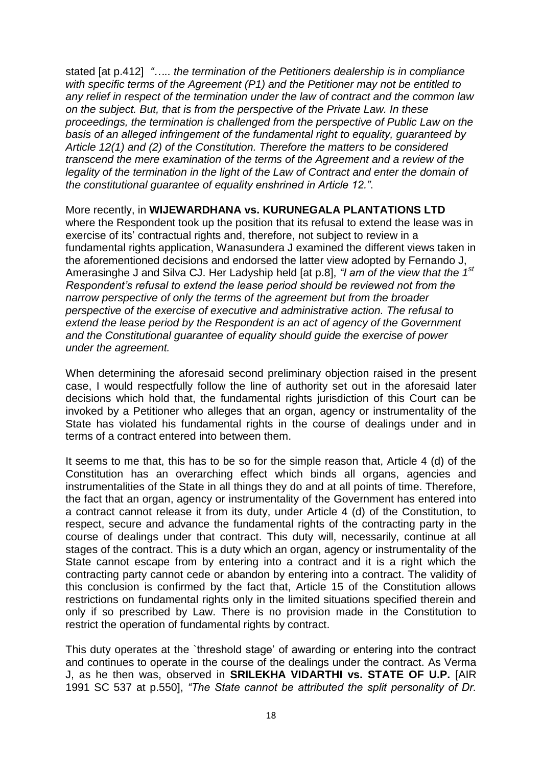stated [at p.412] *"….. the termination of the Petitioners dealership is in compliance with specific terms of the Agreement (P1) and the Petitioner may not be entitled to any relief in respect of the termination under the law of contract and the common law on the subject. But, that is from the perspective of the Private Law. In these proceedings, the termination is challenged from the perspective of Public Law on the basis of an alleged infringement of the fundamental right to equality, guaranteed by Article 12(1) and (2) of the Constitution. Therefore the matters to be considered transcend the mere examination of the terms of the Agreement and a review of the legality of the termination in the light of the Law of Contract and enter the domain of the constitutional guarantee of equality enshrined in Article 12."*.

More recently, in **WIJEWARDHANA vs. KURUNEGALA PLANTATIONS LTD** where the Respondent took up the position that its refusal to extend the lease was in exercise of its' contractual rights and, therefore, not subject to review in a fundamental rights application, Wanasundera J examined the different views taken in the aforementioned decisions and endorsed the latter view adopted by Fernando J, Amerasinghe J and Silva CJ. Her Ladyship held [at p.8], *"I am of the view that the 1st Respondent's refusal to extend the lease period should be reviewed not from the narrow perspective of only the terms of the agreement but from the broader perspective of the exercise of executive and administrative action. The refusal to extend the lease period by the Respondent is an act of agency of the Government and the Constitutional guarantee of equality should guide the exercise of power under the agreement.*

When determining the aforesaid second preliminary objection raised in the present case, I would respectfully follow the line of authority set out in the aforesaid later decisions which hold that, the fundamental rights jurisdiction of this Court can be invoked by a Petitioner who alleges that an organ, agency or instrumentality of the State has violated his fundamental rights in the course of dealings under and in terms of a contract entered into between them.

It seems to me that, this has to be so for the simple reason that, Article 4 (d) of the Constitution has an overarching effect which binds all organs, agencies and instrumentalities of the State in all things they do and at all points of time. Therefore, the fact that an organ, agency or instrumentality of the Government has entered into a contract cannot release it from its duty, under Article 4 (d) of the Constitution, to respect, secure and advance the fundamental rights of the contracting party in the course of dealings under that contract. This duty will, necessarily, continue at all stages of the contract. This is a duty which an organ, agency or instrumentality of the State cannot escape from by entering into a contract and it is a right which the contracting party cannot cede or abandon by entering into a contract. The validity of this conclusion is confirmed by the fact that, Article 15 of the Constitution allows restrictions on fundamental rights only in the limited situations specified therein and only if so prescribed by Law. There is no provision made in the Constitution to restrict the operation of fundamental rights by contract.

This duty operates at the `threshold stage' of awarding or entering into the contract and continues to operate in the course of the dealings under the contract. As Verma J, as he then was, observed in **SRILEKHA VIDARTHI vs. STATE OF U.P.** [AIR 1991 SC 537 at p.550], *"The State cannot be attributed the split personality of Dr.*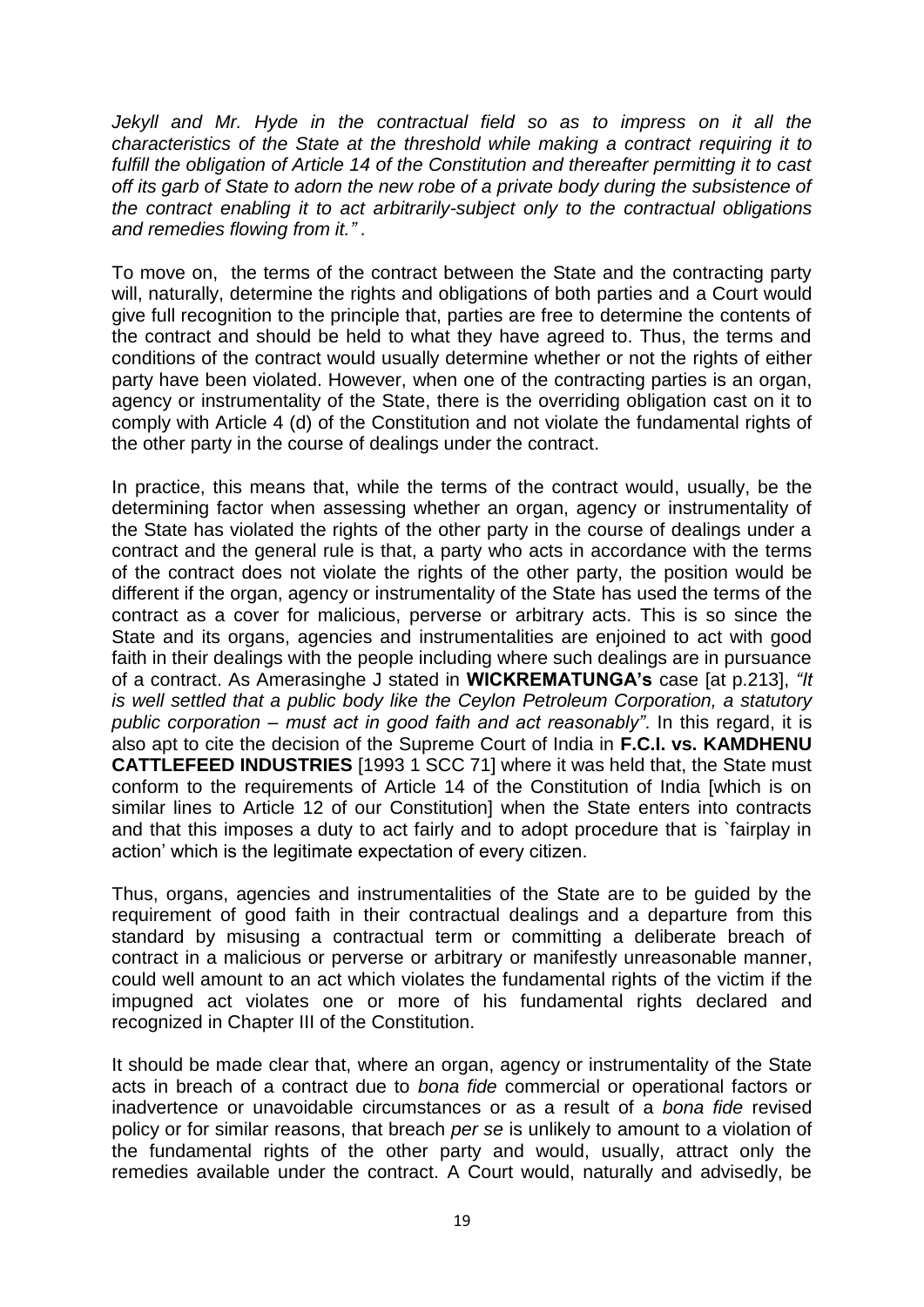*Jekyll and Mr. Hyde in the contractual field so as to impress on it all the characteristics of the State at the threshold while making a contract requiring it to fulfill the obligation of Article 14 of the Constitution and thereafter permitting it to cast off its garb of State to adorn the new robe of a private body during the subsistence of the contract enabling it to act arbitrarily-subject only to the contractual obligations and remedies flowing from it." .*

To move on, the terms of the contract between the State and the contracting party will, naturally, determine the rights and obligations of both parties and a Court would give full recognition to the principle that, parties are free to determine the contents of the contract and should be held to what they have agreed to. Thus, the terms and conditions of the contract would usually determine whether or not the rights of either party have been violated. However, when one of the contracting parties is an organ, agency or instrumentality of the State, there is the overriding obligation cast on it to comply with Article 4 (d) of the Constitution and not violate the fundamental rights of the other party in the course of dealings under the contract.

In practice, this means that, while the terms of the contract would, usually, be the determining factor when assessing whether an organ, agency or instrumentality of the State has violated the rights of the other party in the course of dealings under a contract and the general rule is that, a party who acts in accordance with the terms of the contract does not violate the rights of the other party, the position would be different if the organ, agency or instrumentality of the State has used the terms of the contract as a cover for malicious, perverse or arbitrary acts. This is so since the State and its organs, agencies and instrumentalities are enjoined to act with good faith in their dealings with the people including where such dealings are in pursuance of a contract. As Amerasinghe J stated in **WICKREMATUNGA's** case [at p.213], *"It is well settled that a public body like the Ceylon Petroleum Corporation, a statutory public corporation – must act in good faith and act reasonably"*. In this regard, it is also apt to cite the decision of the Supreme Court of India in **F.C.I. vs. KAMDHENU CATTLEFEED INDUSTRIES** [1993 1 SCC 71] where it was held that, the State must conform to the requirements of Article 14 of the Constitution of India [which is on similar lines to Article 12 of our Constitution] when the State enters into contracts and that this imposes a duty to act fairly and to adopt procedure that is `fairplay in action' which is the legitimate expectation of every citizen.

Thus, organs, agencies and instrumentalities of the State are to be guided by the requirement of good faith in their contractual dealings and a departure from this standard by misusing a contractual term or committing a deliberate breach of contract in a malicious or perverse or arbitrary or manifestly unreasonable manner, could well amount to an act which violates the fundamental rights of the victim if the impugned act violates one or more of his fundamental rights declared and recognized in Chapter III of the Constitution.

It should be made clear that, where an organ, agency or instrumentality of the State acts in breach of a contract due to *bona fide* commercial or operational factors or inadvertence or unavoidable circumstances or as a result of a *bona fide* revised policy or for similar reasons, that breach *per se* is unlikely to amount to a violation of the fundamental rights of the other party and would, usually, attract only the remedies available under the contract. A Court would, naturally and advisedly, be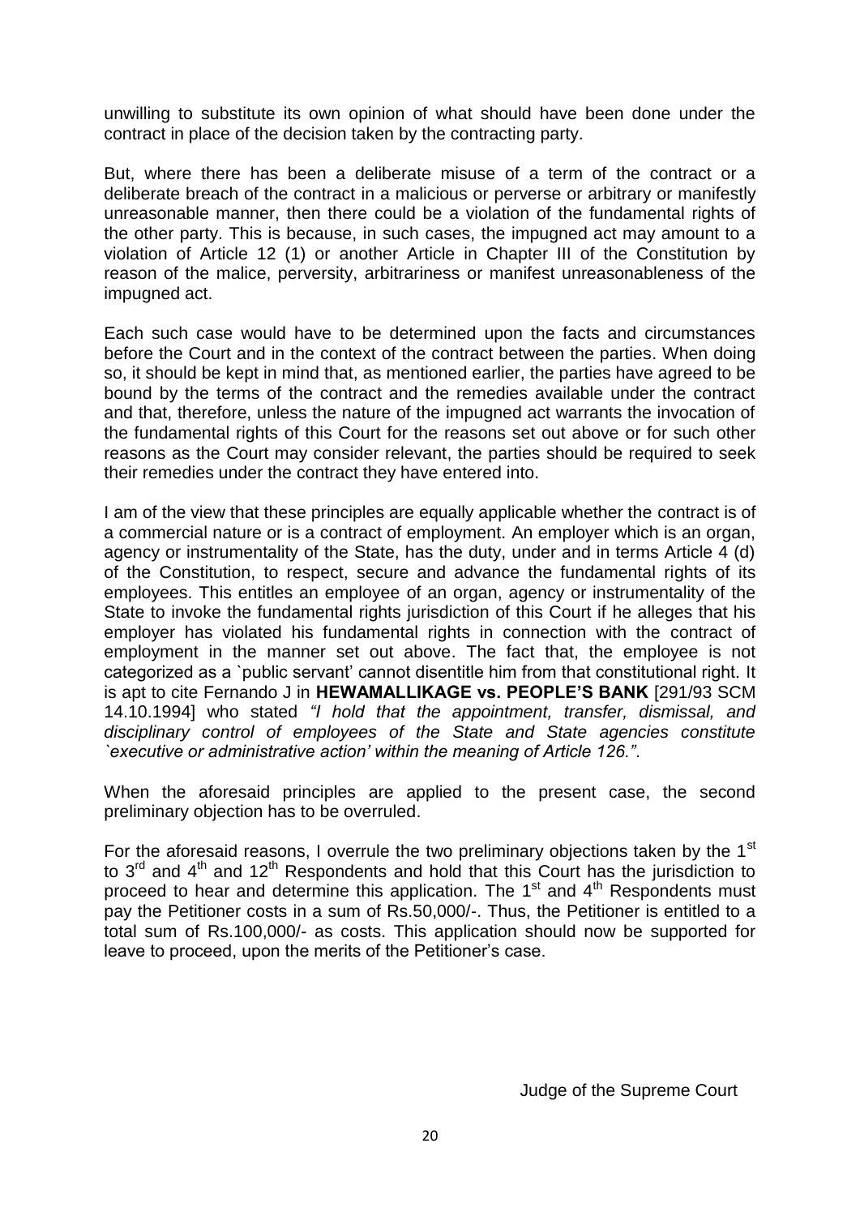unwilling to substitute its own opinion of what should have been done under the contract in place of the decision taken by the contracting party.

But, where there has been a deliberate misuse of a term of the contract or a deliberate breach of the contract in a malicious or perverse or arbitrary or manifestly unreasonable manner, then there could be a violation of the fundamental rights of the other party. This is because, in such cases, the impugned act may amount to a violation of Article 12 (1) or another Article in Chapter III of the Constitution by reason of the malice, perversity, arbitrariness or manifest unreasonableness of the impugned act.

Each such case would have to be determined upon the facts and circumstances before the Court and in the context of the contract between the parties. When doing so, it should be kept in mind that, as mentioned earlier, the parties have agreed to be bound by the terms of the contract and the remedies available under the contract and that, therefore, unless the nature of the impugned act warrants the invocation of the fundamental rights of this Court for the reasons set out above or for such other reasons as the Court may consider relevant, the parties should be required to seek their remedies under the contract they have entered into.

I am of the view that these principles are equally applicable whether the contract is of a commercial nature or is a contract of employment. An employer which is an organ, agency or instrumentality of the State, has the duty, under and in terms Article 4 (d) of the Constitution, to respect, secure and advance the fundamental rights of its employees. This entitles an employee of an organ, agency or instrumentality of the State to invoke the fundamental rights jurisdiction of this Court if he alleges that his employer has violated his fundamental rights in connection with the contract of employment in the manner set out above. The fact that, the employee is not categorized as a `public servant' cannot disentitle him from that constitutional right. It is apt to cite Fernando J in **HEWAMALLIKAGE vs. PEOPLE'S BANK** [291/93 SCM 14.10.1994] who stated *"I hold that the appointment, transfer, dismissal, and disciplinary control of employees of the State and State agencies constitute `executive or administrative action' within the meaning of Article 126."*.

When the aforesaid principles are applied to the present case, the second preliminary objection has to be overruled.

For the aforesaid reasons, I overrule the two preliminary objections taken by the 1st to 3rd and 4th and 12th Respondents and hold that this Court has the jurisdiction to proceed to hear and determine this application. The 1st and 4th Respondents must pay the Petitioner costs in a sum of Rs.50,000/-. Thus, the Petitioner is entitled to a total sum of Rs.100,000/- as costs. This application should now be supported for leave to proceed, upon the merits of the Petitioner's case.

Judge of the Supreme Court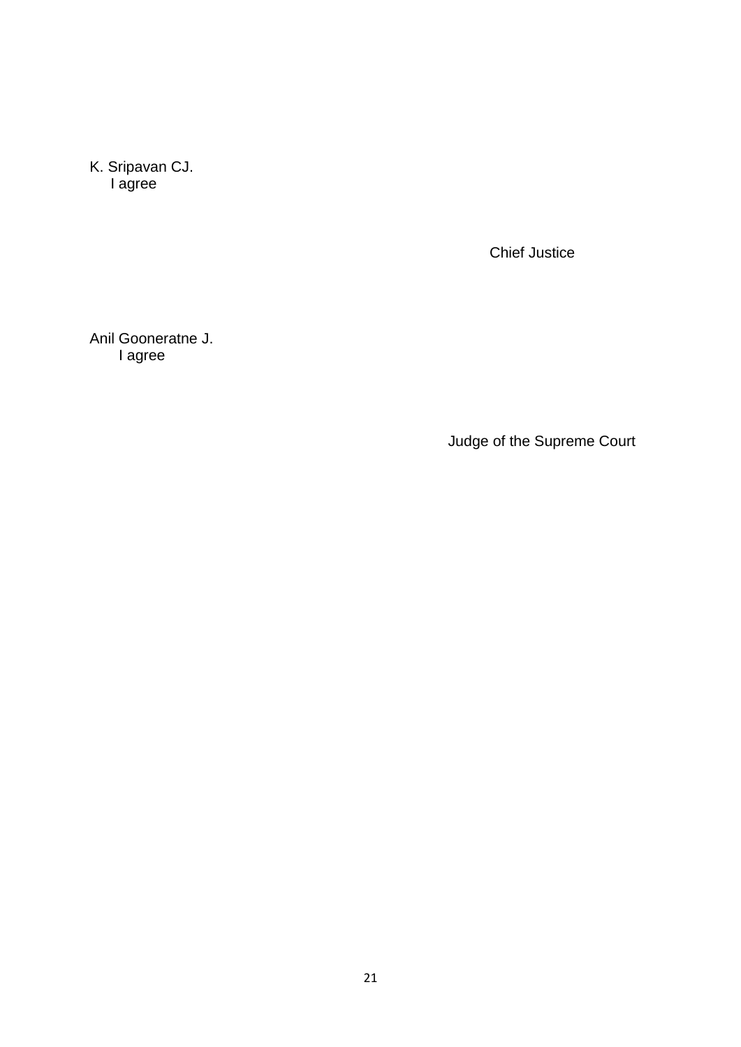K. Sripavan CJ.

I agree

Chief Justice

Anil Gooneratne J.

I agree

Judge of the Supreme Court